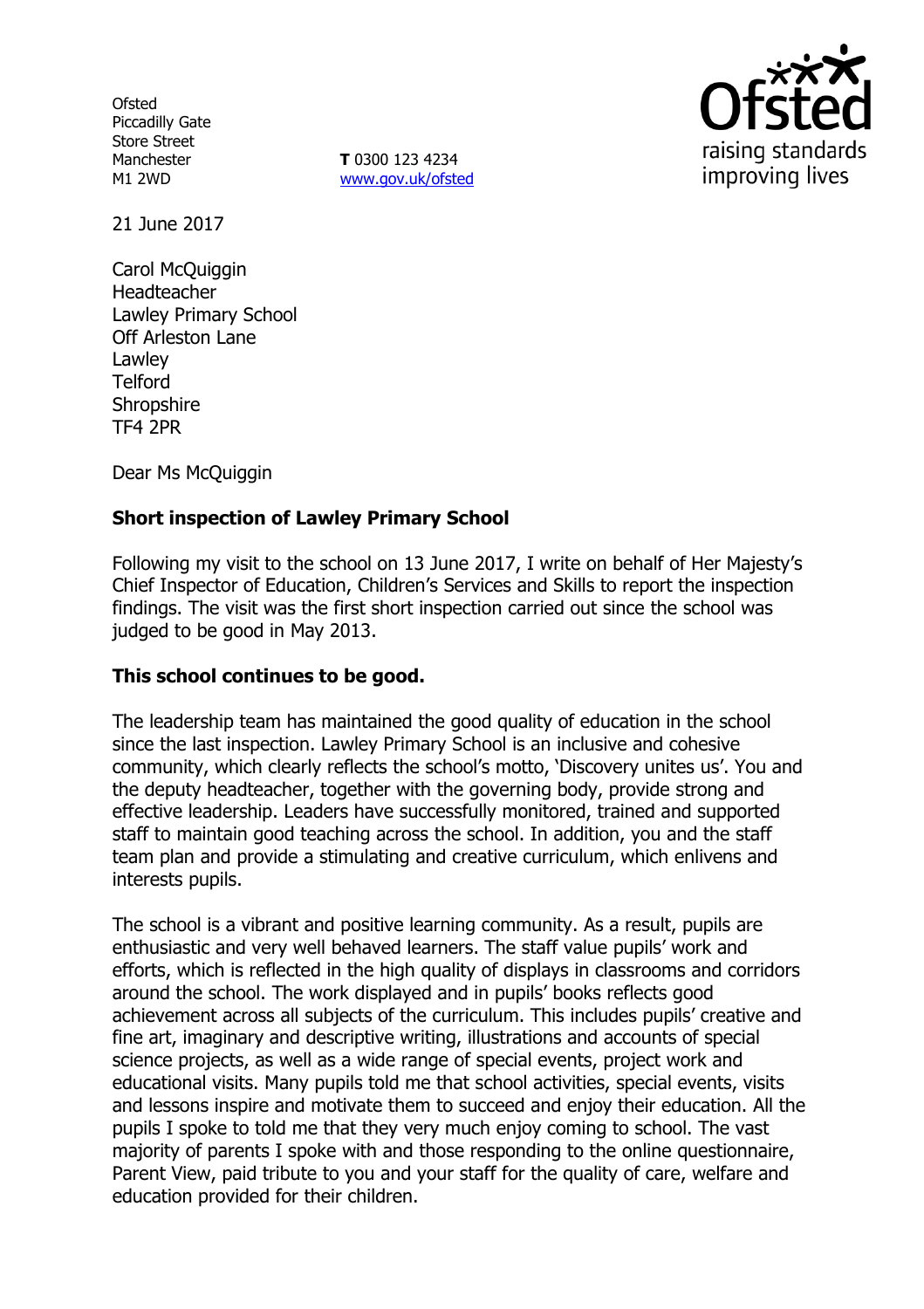Ofsted
Piccadilly Gate
Store Street
Manchester
M1 2WD

**T** 0300 123 4234
www.gov.uk/ofsted

21 June 2017

Carol McQuiggin
Headteacher
Lawley Primary School
Off Arleston Lane
Lawley
Telford
Shropshire
TF4 2PR

Dear Ms McQuiggin

**Short inspection of Lawley Primary School**

Following my visit to the school on 13 June 2017, I write on behalf of Her Majesty's Chief Inspector of Education, Children's Services and Skills to report the inspection findings. The visit was the first short inspection carried out since the school was judged to be good in May 2013.

**This school continues to be good.**

The leadership team has maintained the good quality of education in the school since the last inspection. Lawley Primary School is an inclusive and cohesive community, which clearly reflects the school's motto, 'Discovery unites us'. You and the deputy headteacher, together with the governing body, provide strong and effective leadership. Leaders have successfully monitored, trained and supported staff to maintain good teaching across the school. In addition, you and the staff team plan and provide a stimulating and creative curriculum, which enlivens and interests pupils.

The school is a vibrant and positive learning community. As a result, pupils are enthusiastic and very well behaved learners. The staff value pupils' work and efforts, which is reflected in the high quality of displays in classrooms and corridors around the school. The work displayed and in pupils' books reflects good achievement across all subjects of the curriculum. This includes pupils' creative and fine art, imaginary and descriptive writing, illustrations and accounts of special science projects, as well as a wide range of special events, project work and educational visits. Many pupils told me that school activities, special events, visits and lessons inspire and motivate them to succeed and enjoy their education. All the pupils I spoke to told me that they very much enjoy coming to school. The vast majority of parents I spoke with and those responding to the online questionnaire, Parent View, paid tribute to you and your staff for the quality of care, welfare and education provided for their children.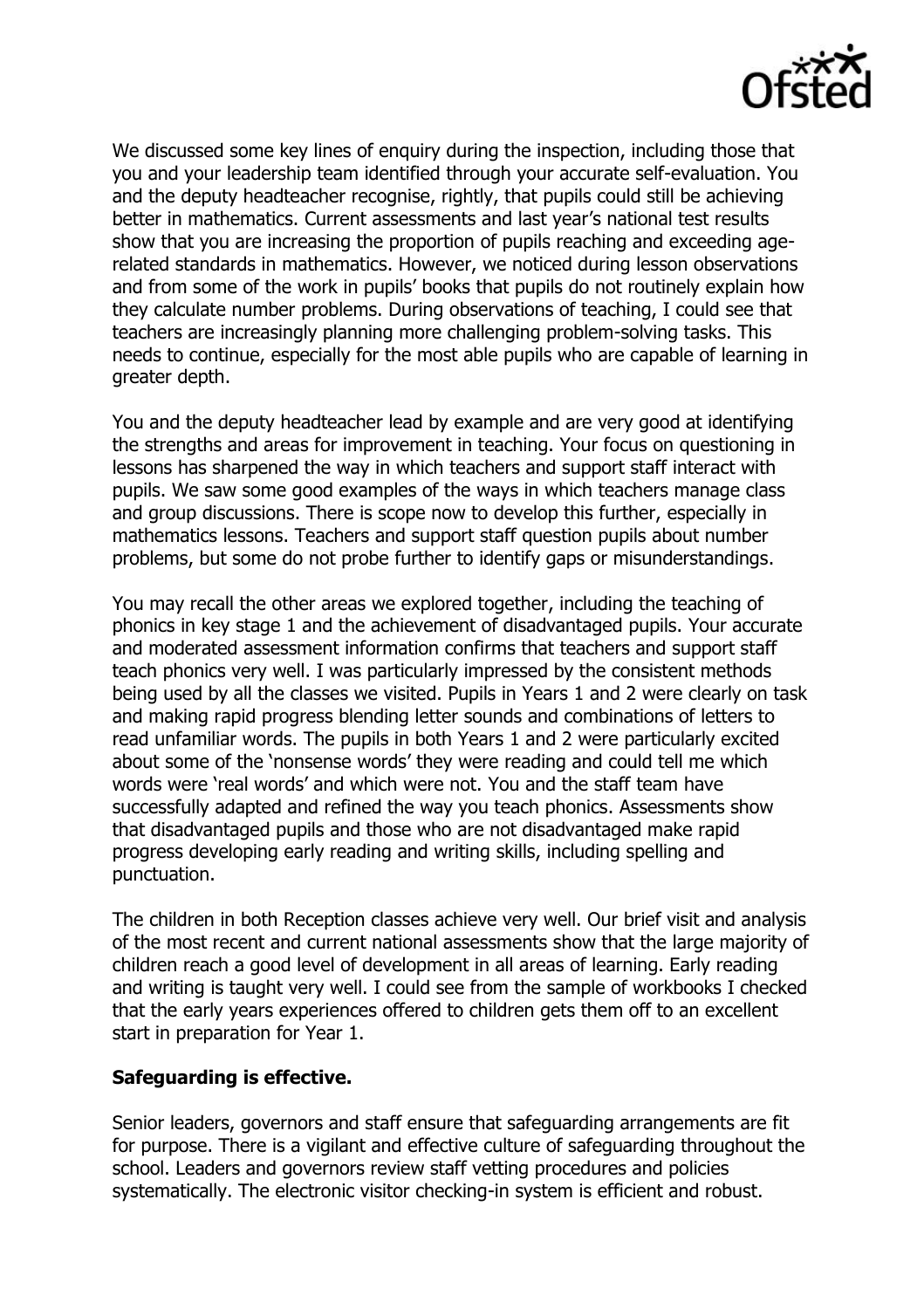We discussed some key lines of enquiry during the inspection, including those that you and your leadership team identified through your accurate self-evaluation. You and the deputy headteacher recognise, rightly, that pupils could still be achieving better in mathematics. Current assessments and last year's national test results show that you are increasing the proportion of pupils reaching and exceeding age-related standards in mathematics. However, we noticed during lesson observations and from some of the work in pupils' books that pupils do not routinely explain how they calculate number problems. During observations of teaching, I could see that teachers are increasingly planning more challenging problem-solving tasks. This needs to continue, especially for the most able pupils who are capable of learning in greater depth.

You and the deputy headteacher lead by example and are very good at identifying the strengths and areas for improvement in teaching. Your focus on questioning in lessons has sharpened the way in which teachers and support staff interact with pupils. We saw some good examples of the ways in which teachers manage class and group discussions. There is scope now to develop this further, especially in mathematics lessons. Teachers and support staff question pupils about number problems, but some do not probe further to identify gaps or misunderstandings.

You may recall the other areas we explored together, including the teaching of phonics in key stage 1 and the achievement of disadvantaged pupils. Your accurate and moderated assessment information confirms that teachers and support staff teach phonics very well. I was particularly impressed by the consistent methods being used by all the classes we visited. Pupils in Years 1 and 2 were clearly on task and making rapid progress blending letter sounds and combinations of letters to read unfamiliar words. The pupils in both Years 1 and 2 were particularly excited about some of the 'nonsense words' they were reading and could tell me which words were 'real words' and which were not. You and the staff team have successfully adapted and refined the way you teach phonics. Assessments show that disadvantaged pupils and those who are not disadvantaged make rapid progress developing early reading and writing skills, including spelling and punctuation.

The children in both Reception classes achieve very well. Our brief visit and analysis of the most recent and current national assessments show that the large majority of children reach a good level of development in all areas of learning. Early reading and writing is taught very well. I could see from the sample of workbooks I checked that the early years experiences offered to children gets them off to an excellent start in preparation for Year 1.

## Safeguarding is effective.

Senior leaders, governors and staff ensure that safeguarding arrangements are fit for purpose. There is a vigilant and effective culture of safeguarding throughout the school. Leaders and governors review staff vetting procedures and policies systematically. The electronic visitor checking-in system is efficient and robust.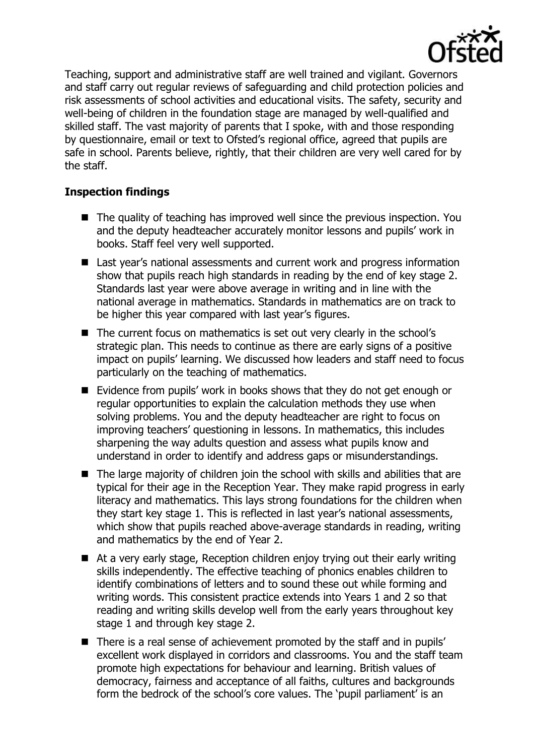Teaching, support and administrative staff are well trained and vigilant. Governors and staff carry out regular reviews of safeguarding and child protection policies and risk assessments of school activities and educational visits. The safety, security and well-being of children in the foundation stage are managed by well-qualified and skilled staff. The vast majority of parents that I spoke, with and those responding by questionnaire, email or text to Ofsted's regional office, agreed that pupils are safe in school. Parents believe, rightly, that their children are very well cared for by the staff.

### Inspection findings

- The quality of teaching has improved well since the previous inspection. You and the deputy headteacher accurately monitor lessons and pupils' work in books. Staff feel very well supported.
- Last year's national assessments and current work and progress information show that pupils reach high standards in reading by the end of key stage 2. Standards last year were above average in writing and in line with the national average in mathematics. Standards in mathematics are on track to be higher this year compared with last year's figures.
- The current focus on mathematics is set out very clearly in the school's strategic plan. This needs to continue as there are early signs of a positive impact on pupils' learning. We discussed how leaders and staff need to focus particularly on the teaching of mathematics.
- Evidence from pupils' work in books shows that they do not get enough or regular opportunities to explain the calculation methods they use when solving problems. You and the deputy headteacher are right to focus on improving teachers' questioning in lessons. In mathematics, this includes sharpening the way adults question and assess what pupils know and understand in order to identify and address gaps or misunderstandings.
- The large majority of children join the school with skills and abilities that are typical for their age in the Reception Year. They make rapid progress in early literacy and mathematics. This lays strong foundations for the children when they start key stage 1. This is reflected in last year's national assessments, which show that pupils reached above-average standards in reading, writing and mathematics by the end of Year 2.
- At a very early stage, Reception children enjoy trying out their early writing skills independently. The effective teaching of phonics enables children to identify combinations of letters and to sound these out while forming and writing words. This consistent practice extends into Years 1 and 2 so that reading and writing skills develop well from the early years throughout key stage 1 and through key stage 2.
- There is a real sense of achievement promoted by the staff and in pupils' excellent work displayed in corridors and classrooms. You and the staff team promote high expectations for behaviour and learning. British values of democracy, fairness and acceptance of all faiths, cultures and backgrounds form the bedrock of the school's core values. The 'pupil parliament' is an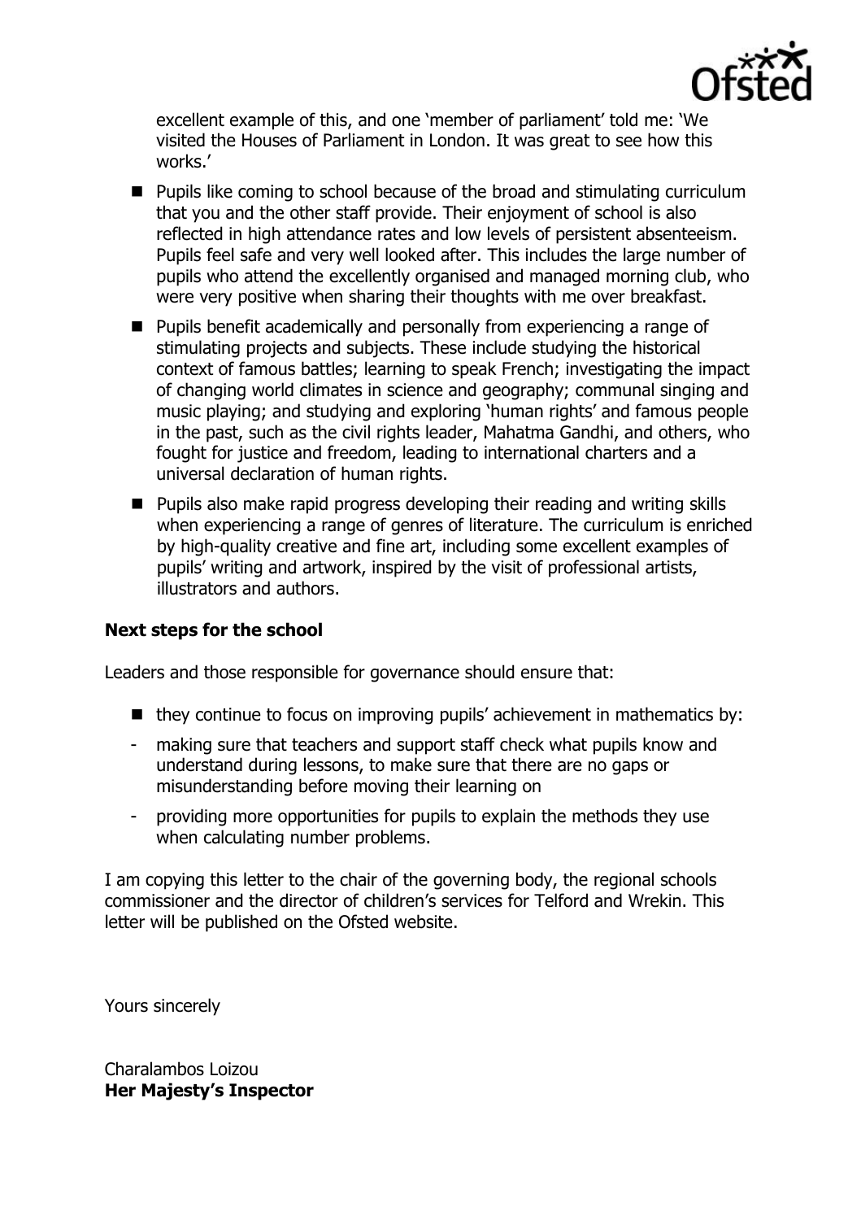excellent example of this, and one 'member of parliament' told me: 'We visited the Houses of Parliament in London. It was great to see how this works.'

- Pupils like coming to school because of the broad and stimulating curriculum that you and the other staff provide. Their enjoyment of school is also reflected in high attendance rates and low levels of persistent absenteeism. Pupils feel safe and very well looked after. This includes the large number of pupils who attend the excellently organised and managed morning club, who were very positive when sharing their thoughts with me over breakfast.
- Pupils benefit academically and personally from experiencing a range of stimulating projects and subjects. These include studying the historical context of famous battles; learning to speak French; investigating the impact of changing world climates in science and geography; communal singing and music playing; and studying and exploring 'human rights' and famous people in the past, such as the civil rights leader, Mahatma Gandhi, and others, who fought for justice and freedom, leading to international charters and a universal declaration of human rights.
- Pupils also make rapid progress developing their reading and writing skills when experiencing a range of genres of literature. The curriculum is enriched by high-quality creative and fine art, including some excellent examples of pupils' writing and artwork, inspired by the visit of professional artists, illustrators and authors.

**Next steps for the school**

Leaders and those responsible for governance should ensure that:

- they continue to focus on improving pupils' achievement in mathematics by:
  - making sure that teachers and support staff check what pupils know and understand during lessons, to make sure that there are no gaps or misunderstanding before moving their learning on
  - providing more opportunities for pupils to explain the methods they use when calculating number problems.

I am copying this letter to the chair of the governing body, the regional schools commissioner and the director of children's services for Telford and Wrekin. This letter will be published on the Ofsted website.

Yours sincerely

Charalambos Loizou
**Her Majesty's Inspector**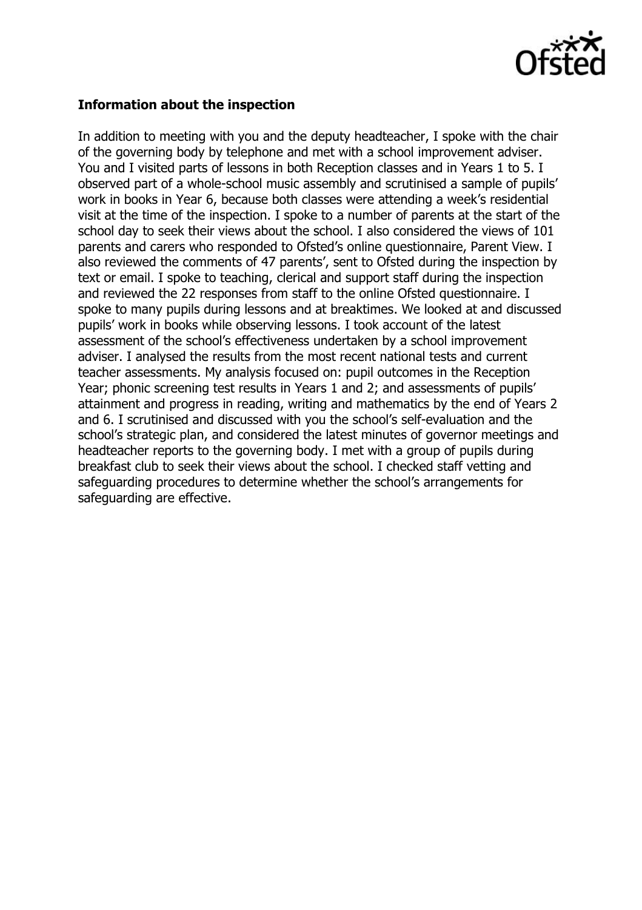**Information about the inspection**

In addition to meeting with you and the deputy headteacher, I spoke with the chair of the governing body by telephone and met with a school improvement adviser. You and I visited parts of lessons in both Reception classes and in Years 1 to 5. I observed part of a whole-school music assembly and scrutinised a sample of pupils' work in books in Year 6, because both classes were attending a week's residential visit at the time of the inspection. I spoke to a number of parents at the start of the school day to seek their views about the school. I also considered the views of 101 parents and carers who responded to Ofsted's online questionnaire, Parent View. I also reviewed the comments of 47 parents', sent to Ofsted during the inspection by text or email. I spoke to teaching, clerical and support staff during the inspection and reviewed the 22 responses from staff to the online Ofsted questionnaire. I spoke to many pupils during lessons and at breaktimes. We looked at and discussed pupils' work in books while observing lessons. I took account of the latest assessment of the school's effectiveness undertaken by a school improvement adviser. I analysed the results from the most recent national tests and current teacher assessments. My analysis focused on: pupil outcomes in the Reception Year; phonic screening test results in Years 1 and 2; and assessments of pupils' attainment and progress in reading, writing and mathematics by the end of Years 2 and 6. I scrutinised and discussed with you the school's self-evaluation and the school's strategic plan, and considered the latest minutes of governor meetings and headteacher reports to the governing body. I met with a group of pupils during breakfast club to seek their views about the school. I checked staff vetting and safeguarding procedures to determine whether the school's arrangements for safeguarding are effective.